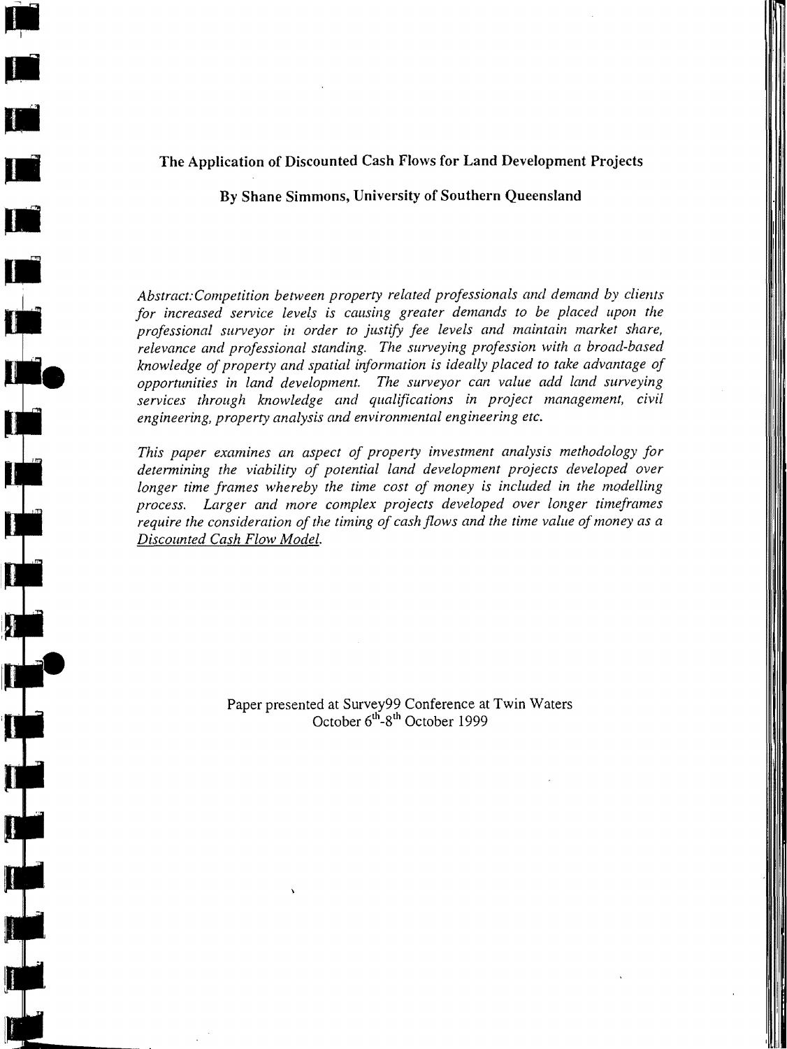# The Application of Discounted Cash Flows for Land Development Projects

**By Shane Simmons, University of Southern Queensland**

*Abstract: Competition between property related professionals and demand by clients for increased service levels is causing greater demands to be placed upon the professional surveyor in order to justify fee levels and maintain market share, relevance and professional standing. The surveying profession with a broad-based knowledge of property and spatial information is ideally placed to take advantage of opportunities in land development. The surveyor can value add land surveying services through knowledge and qualifications in project management, civil engineering, property analysis and environmental engineering etc.*

*This paper examines an aspect of property investment analysis methodology for determining the viability of potential land development projects developed over longer time frames whereby the time cost of money is included in the modelling process. Larger and more complex projects developed over longer timeframes require the consideration of the timing of cash flows and the time value of money as a Discounted Cash Flow Model.*

Paper presented at Survey99 Conference at Twin Waters
October 6th-8th October 1999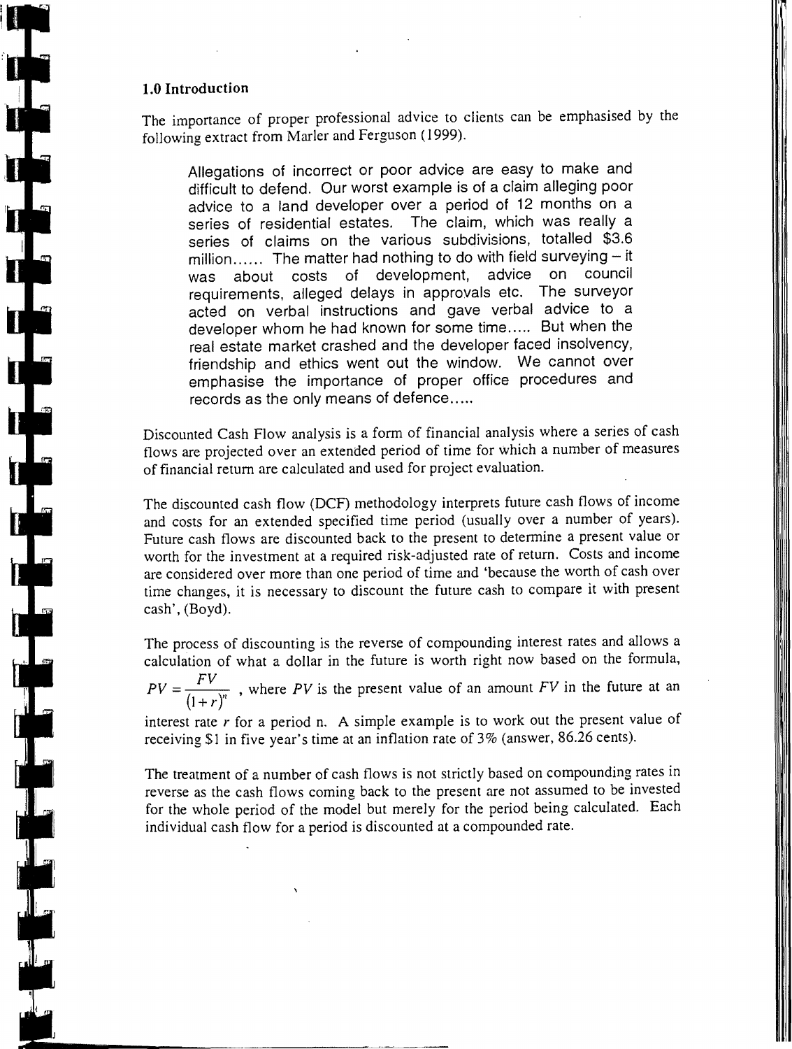## 1.0 Introduction

The importance of proper professional advice to clients can be emphasised by the following extract from Marler and Ferguson (1999).

> Allegations of incorrect or poor advice are easy to make and difficult to defend. Our worst example is of a claim alleging poor advice to a land developer over a period of 12 months on a series of residential estates. The claim, which was really a series of claims on the various subdivisions, totalled $3.6 million...... The matter had nothing to do with field surveying – it was about costs of development, advice on council requirements, alleged delays in approvals etc. The surveyor acted on verbal instructions and gave verbal advice to a developer whom he had known for some time..... But when the real estate market crashed and the developer faced insolvency, friendship and ethics went out the window. We cannot over emphasise the importance of proper office procedures and records as the only means of defence.....

Discounted Cash Flow analysis is a form of financial analysis where a series of cash flows are projected over an extended period of time for which a number of measures of financial return are calculated and used for project evaluation.

The discounted cash flow (DCF) methodology interprets future cash flows of income and costs for an extended specified time period (usually over a number of years). Future cash flows are discounted back to the present to determine a present value or worth for the investment at a required risk-adjusted rate of return. Costs and income are considered over more than one period of time and 'because the worth of cash over time changes, it is necessary to discount the future cash to compare it with present cash', (Boyd).

The process of discounting is the reverse of compounding interest rates and allows a calculation of what a dollar in the future is worth right now based on the formula, $PV = \frac{FV}{(1+r)^n}$ , where $PV$ is the present value of an amount $FV$ in the future at an interest rate $r$ for a period n. A simple example is to work out the present value of receiving $1 in five year's time at an inflation rate of 3% (answer, 86.26 cents).

The treatment of a number of cash flows is not strictly based on compounding rates in reverse as the cash flows coming back to the present are not assumed to be invested for the whole period of the model but merely for the period being calculated. Each individual cash flow for a period is discounted at a compounded rate.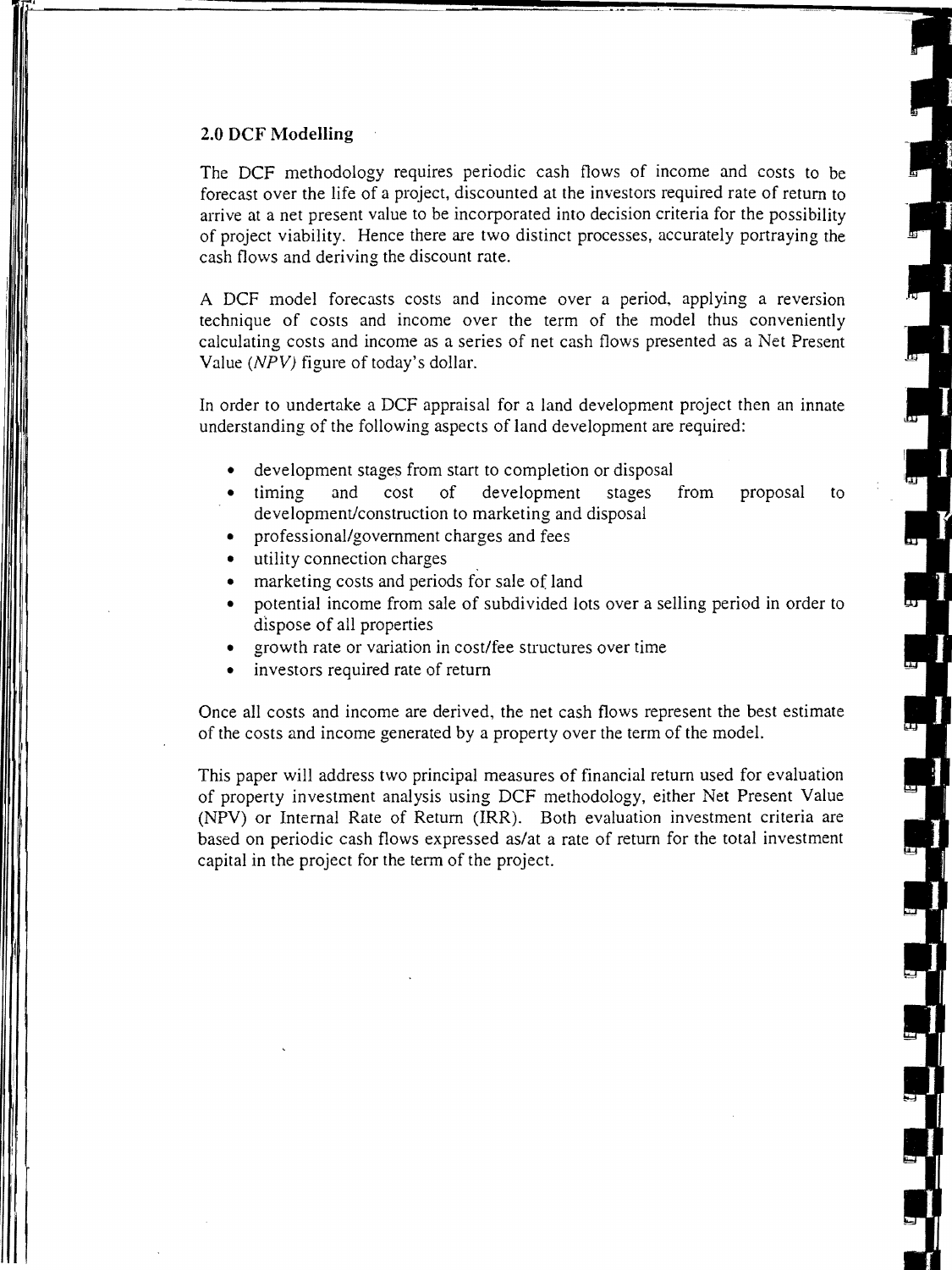## 2.0 DCF Modelling

The DCF methodology requires periodic cash flows of income and costs to be forecast over the life of a project, discounted at the investors required rate of return to arrive at a net present value to be incorporated into decision criteria for the possibility of project viability. Hence there are two distinct processes, accurately portraying the cash flows and deriving the discount rate.

A DCF model forecasts costs and income over a period, applying a reversion technique of costs and income over the term of the model thus conveniently calculating costs and income as a series of net cash flows presented as a Net Present Value (*NPV)* figure of today's dollar.

In order to undertake a DCF appraisal for a land development project then an innate understanding of the following aspects of land development are required:

- development stages from start to completion or disposal
- timing and cost of development stages from proposal to development/construction to marketing and disposal
- professional/government charges and fees
- utility connection charges
- marketing costs and periods for sale of land
- potential income from sale of subdivided lots over a selling period in order to dispose of all properties
- growth rate or variation in cost/fee structures over time
- investors required rate of return

Once all costs and income are derived, the net cash flows represent the best estimate of the costs and income generated by a property over the term of the model.

This paper will address two principal measures of financial return used for evaluation of property investment analysis using DCF methodology, either Net Present Value (NPV) or Internal Rate of Return (IRR). Both evaluation investment criteria are based on periodic cash flows expressed as/at a rate of return for the total investment capital in the project for the term of the project.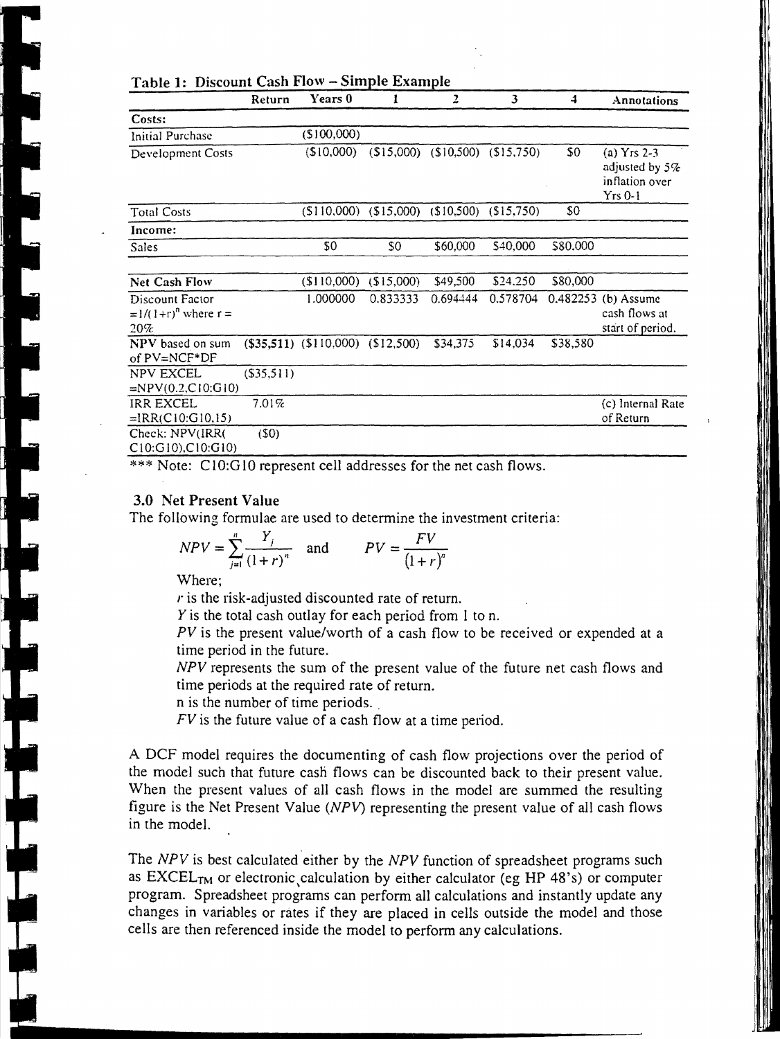**Table 1: Discount Cash Flow – Simple Example**

| | Return | Years 0 | 1 | 2 | 3 | 4 | Annotations |
|---|---|---|---|---|---|---|---|
| **Costs:** | | | | | | | |
| Initial Purchase | | ($100,000) | | | | | |
| Development Costs | | ($10,000) | ($15,000) | ($10,500) | ($15,750) | $0 | (a) Yrs 2-3 adjusted by 5% inflation over Yrs 0-1 |
| Total Costs | | ($110,000) | ($15,000) | ($10,500) | ($15,750) | $0 | |
| **Income:** | | | | | | | |
| Sales | | $0 | $0 | $60,000 | $40,000 | $80,000 | |
| **Net Cash Flow** | | ($110,000) | ($15,000) | $49,500 | $24,250 | $80,000 | |
| Discount Factor $=1/(1+r)^n$ where r = 20% | | 1.000000 | 0.833333 | 0.694444 | 0.578704 | 0.482253 | (b) Assume cash flows at start of period. |
| **NPV** based on sum of PV=NCF*DF | **($35,511)** | ($110,000) | ($12,500) | $34,375 | $14,034 | $38,580 | |
| NPV EXCEL =NPV(0.2,C10:G10) | ($35,511) | | | | | | |
| IRR EXCEL =IRR(C10:G10,15) | 7.01% | | | | | | (c) Internal Rate of Return |
| Check: NPV(IRR(C10:G10),C10:G10) | ($0) | | | | | | |

*** Note: C10:G10 represent cell addresses for the net cash flows.

### 3.0 Net Present Value

The following formulae are used to determine the investment criteria:

$$NPV = \sum_{j=1}^{n} \frac{Y_j}{(1+r)^n} \quad \text{and} \quad PV = \frac{FV}{(1+r)^n}$$

Where;

*r* is the risk-adjusted discounted rate of return.

*Y* is the total cash outlay for each period from 1 to n.

*PV* is the present value/worth of a cash flow to be received or expended at a time period in the future.

*NPV* represents the sum of the present value of the future net cash flows and time periods at the required rate of return.

n is the number of time periods.

*FV* is the future value of a cash flow at a time period.

A DCF model requires the documenting of cash flow projections over the period of the model such that future cash flows can be discounted back to their present value. When the present values of all cash flows in the model are summed the resulting figure is the Net Present Value (*NPV*) representing the present value of all cash flows in the model.

The *NPV* is best calculated either by the *NPV* function of spreadsheet programs such as $\text{EXCEL}_{\text{TM}}$ or electronic calculation by either calculator (eg HP 48's) or computer program. Spreadsheet programs can perform all calculations and instantly update any changes in variables or rates if they are placed in cells outside the model and those cells are then referenced inside the model to perform any calculations.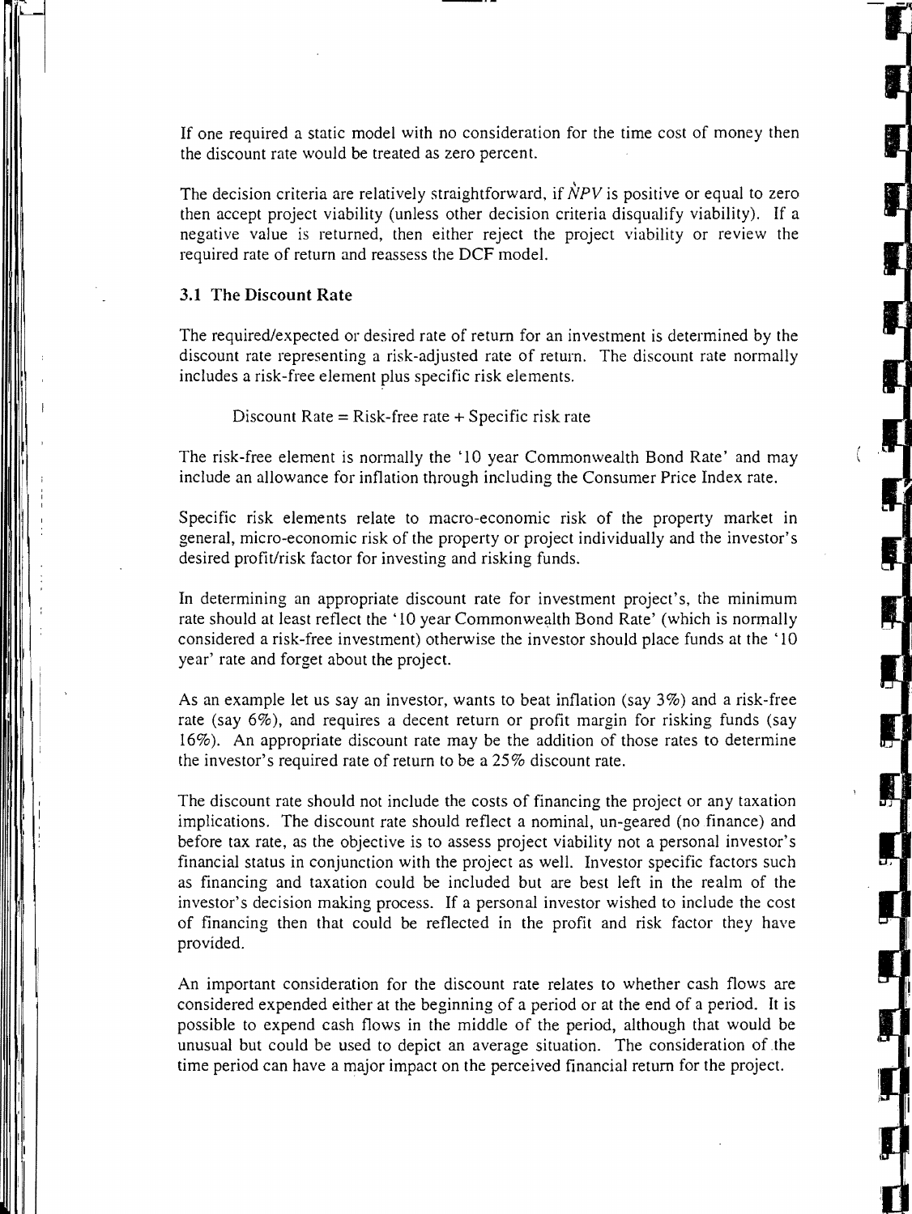If one required a static model with no consideration for the time cost of money then the discount rate would be treated as zero percent.

The decision criteria are relatively straightforward, if $NPV$ is positive or equal to zero then accept project viability (unless other decision criteria disqualify viability). If a negative value is returned, then either reject the project viability or review the required rate of return and reassess the DCF model.

### 3.1 The Discount Rate

The required/expected or desired rate of return for an investment is determined by the discount rate representing a risk-adjusted rate of return. The discount rate normally includes a risk-free element plus specific risk elements.

Discount Rate = Risk-free rate + Specific risk rate

The risk-free element is normally the '10 year Commonwealth Bond Rate' and may include an allowance for inflation through including the Consumer Price Index rate.

Specific risk elements relate to macro-economic risk of the property market in general, micro-economic risk of the property or project individually and the investor's desired profit/risk factor for investing and risking funds.

In determining an appropriate discount rate for investment project's, the minimum rate should at least reflect the '10 year Commonwealth Bond Rate' (which is normally considered a risk-free investment) otherwise the investor should place funds at the '10 year' rate and forget about the project.

As an example let us say an investor, wants to beat inflation (say 3%) and a risk-free rate (say 6%), and requires a decent return or profit margin for risking funds (say 16%). An appropriate discount rate may be the addition of those rates to determine the investor's required rate of return to be a 25% discount rate.

The discount rate should not include the costs of financing the project or any taxation implications. The discount rate should reflect a nominal, un-geared (no finance) and before tax rate, as the objective is to assess project viability not a personal investor's financial status in conjunction with the project as well. Investor specific factors such as financing and taxation could be included but are best left in the realm of the investor's decision making process. If a personal investor wished to include the cost of financing then that could be reflected in the profit and risk factor they have provided.

An important consideration for the discount rate relates to whether cash flows are considered expended either at the beginning of a period or at the end of a period. It is possible to expend cash flows in the middle of the period, although that would be unusual but could be used to depict an average situation. The consideration of the time period can have a major impact on the perceived financial return for the project.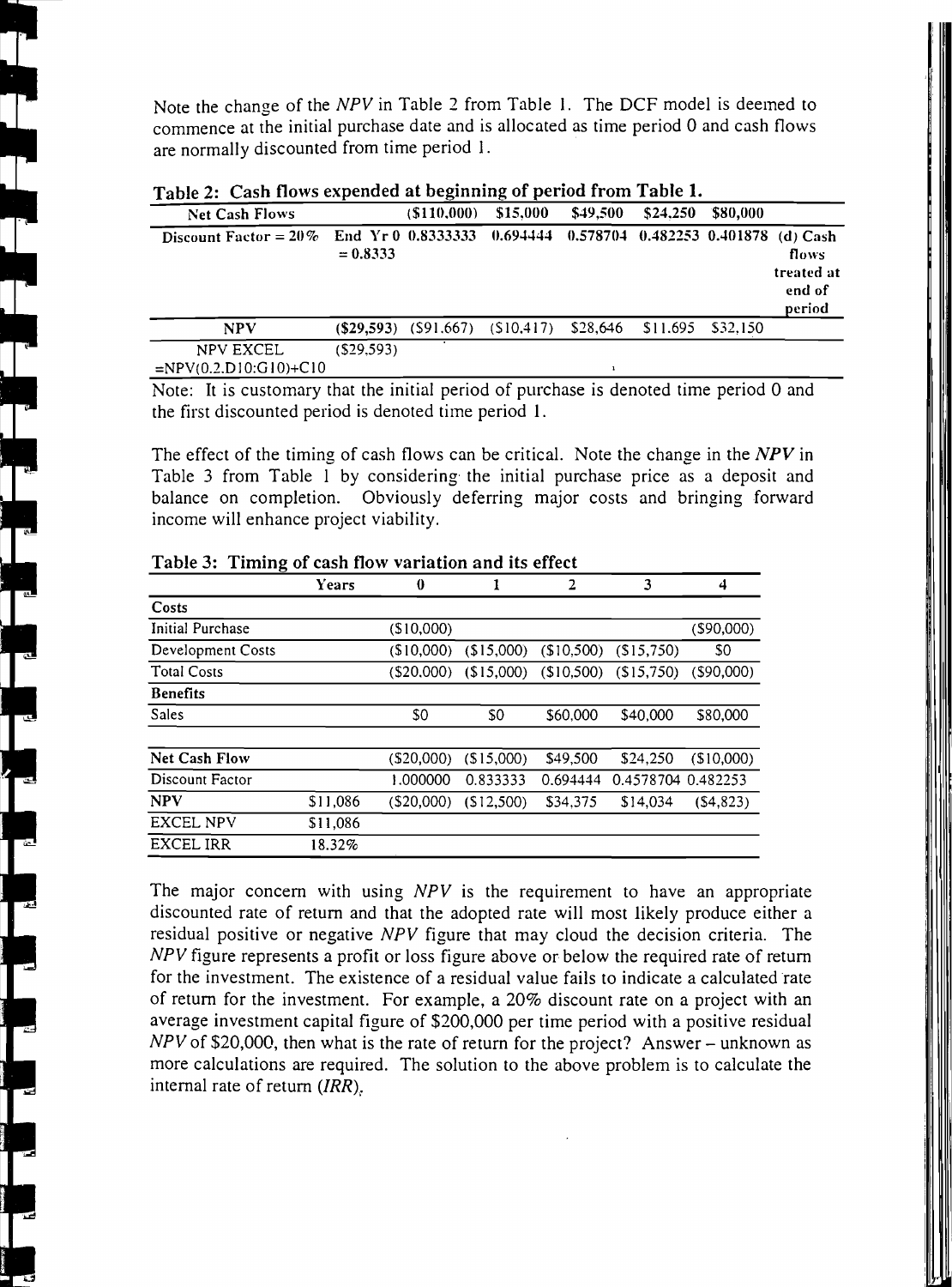Note the change of the *NPV* in Table 2 from Table 1. The DCF model is deemed to commence at the initial purchase date and is allocated as time period 0 and cash flows are normally discounted from time period 1.

**Table 2: Cash flows expended at beginning of period from Table 1.**

| Net Cash Flows | | ($110,000) | $15,000 | $49,500 | $24,250 | $80,000 | |
|---|---|---|---|---|---|---|---|
| Discount Factor = 20% | End Yr 0 = 0.8333 | 0.8333333 | 0.694444 | 0.578704 | 0.482253 | 0.401878 | (d) Cash flows treated at end of period |
| NPV | ($29,593) | ($91,667) | ($10,417) | $28,646 | $11,695 | $32,150 | |
| NPV EXCEL =NPV(0.2.D10:G10)+C10 | ($29,593) | | | | | | |

Note: It is customary that the initial period of purchase is denoted time period 0 and the first discounted period is denoted time period 1.

The effect of the timing of cash flows can be critical. Note the change in the ***NPV*** in Table 3 from Table 1 by considering the initial purchase price as a deposit and balance on completion. Obviously deferring major costs and bringing forward income will enhance project viability.

**Table 3: Timing of cash flow variation and its effect**

| | Years | 0 | 1 | 2 | 3 | 4 |
|---|---|---|---|---|---|---|
| **Costs** | | | | | | |
| Initial Purchase | | ($10,000) | | | | ($90,000) |
| Development Costs | | ($10,000) | ($15,000) | ($10,500) | ($15,750) | $0 |
| Total Costs | | ($20,000) | ($15,000) | ($10,500) | ($15,750) | ($90,000) |
| **Benefits** | | | | | | |
| Sales | | $0 | $0 | $60,000 | $40,000 | $80,000 |
| | | | | | | |
| **Net Cash Flow** | | ($20,000) | ($15,000) | $49,500 | $24,250 | ($10,000) |
| Discount Factor | | 1.000000 | 0.833333 | 0.694444 | 0.4578704 | 0.482253 |
| **NPV** | $11,086 | ($20,000) | ($12,500) | $34,375 | $14,034 | ($4,823) |
| EXCEL NPV | $11,086 | | | | | |
| EXCEL IRR | 18.32% | | | | | |

The major concern with using *NPV* is the requirement to have an appropriate discounted rate of return and that the adopted rate will most likely produce either a residual positive or negative *NPV* figure that may cloud the decision criteria. The *NPV* figure represents a profit or loss figure above or below the required rate of return for the investment. The existence of a residual value fails to indicate a calculated rate of return for the investment. For example, a 20% discount rate on a project with an average investment capital figure of $200,000 per time period with a positive residual *NPV* of $20,000, then what is the rate of return for the project? Answer – unknown as more calculations are required. The solution to the above problem is to calculate the internal rate of return (*IRR*).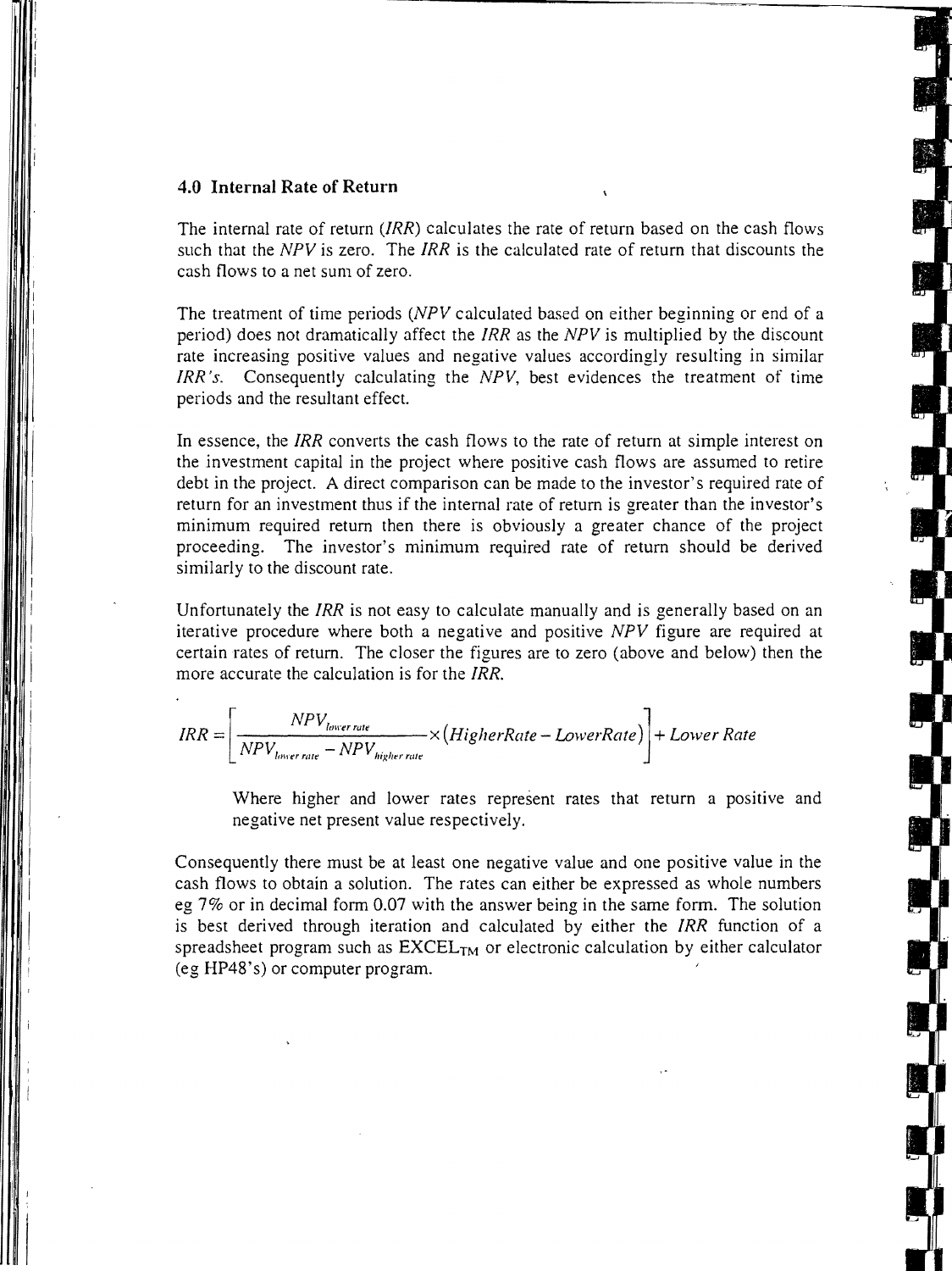### 4.0 Internal Rate of Return

The internal rate of return (*IRR*) calculates the rate of return based on the cash flows such that the *NPV* is zero. The *IRR* is the calculated rate of return that discounts the cash flows to a net sum of zero.

The treatment of time periods (*NPV* calculated based on either beginning or end of a period) does not dramatically affect the *IRR* as the *NPV* is multiplied by the discount rate increasing positive values and negative values accordingly resulting in similar *IRR's*. Consequently calculating the *NPV*, best evidences the treatment of time periods and the resultant effect.

In essence, the *IRR* converts the cash flows to the rate of return at simple interest on the investment capital in the project where positive cash flows are assumed to retire debt in the project. A direct comparison can be made to the investor's required rate of return for an investment thus if the internal rate of return is greater than the investor's minimum required return then there is obviously a greater chance of the project proceeding. The investor's minimum required rate of return should be derived similarly to the discount rate.

Unfortunately the *IRR* is not easy to calculate manually and is generally based on an iterative procedure where both a negative and positive *NPV* figure are required at certain rates of return. The closer the figures are to zero (above and below) then the more accurate the calculation is for the *IRR*.

$$IRR = \left[ \frac{NPV_{lower\ rate}}{NPV_{lower\ rate} - NPV_{higher\ rate}} \times \left( HigherRate - LowerRate \right) \right] + Lower\ Rate$$

> Where higher and lower rates represent rates that return a positive and negative net present value respectively.

Consequently there must be at least one negative value and one positive value in the cash flows to obtain a solution. The rates can either be expressed as whole numbers eg 7% or in decimal form 0.07 with the answer being in the same form. The solution is best derived through iteration and calculated by either the *IRR* function of a spreadsheet program such as $\text{EXCEL}_{\text{TM}}$ or electronic calculation by either calculator (eg HP48's) or computer program.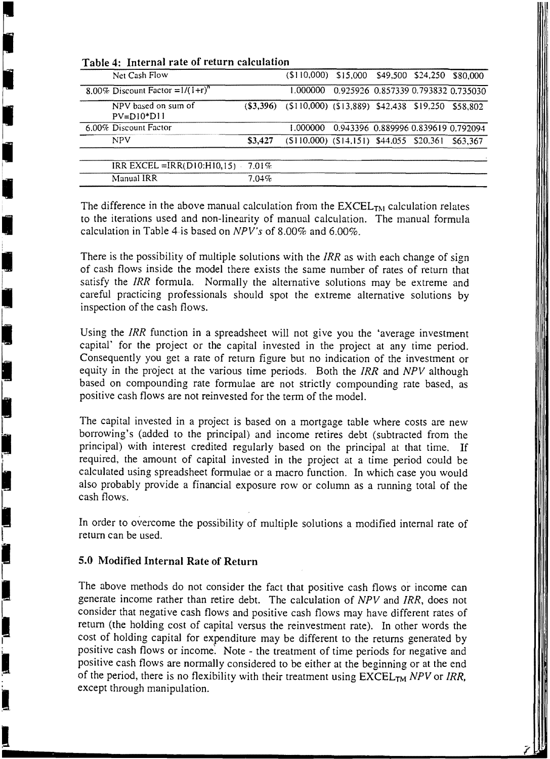**Table 4: Internal rate of return calculation**

| | | | | | | |
|---|---|---|---|---|---|---|
| Net Cash Flow | | ($110,000) | $15,000 | $49,500 | $24,250 | $80,000 |
| 8.00% Discount Factor $=1/(1+r)^n$ | | 1.000000 | 0.925926 | 0.857339 | 0.793832 | 0.735030 |
| NPV based on sum of PV=D10*D11 | ($3,396) | ($110,000) | ($13,889) | $42,438 | $19,250 | $58,802 |
| 6.00% Discount Factor | | 1.000000 | 0.943396 | 0.889996 | 0.839619 | 0.792094 |
| NPV | $3,427 | ($110,000) | ($14,151) | $44,055 | $20,361 | $63,367 |
| IRR EXCEL =IRR(D10:H10,15) | 7.01% | | | | | |
| Manual IRR | 7.04% | | | | | |

The difference in the above manual calculation from the EXCEL$_{TM}$ calculation relates to the iterations used and non-linearity of manual calculation. The manual formula calculation in Table 4 is based on *NPV's* of 8.00% and 6.00%.

There is the possibility of multiple solutions with the *IRR* as with each change of sign of cash flows inside the model there exists the same number of rates of return that satisfy the *IRR* formula. Normally the alternative solutions may be extreme and careful practicing professionals should spot the extreme alternative solutions by inspection of the cash flows.

Using the *IRR* function in a spreadsheet will not give you the 'average investment capital' for the project or the capital invested in the project at any time period. Consequently you get a rate of return figure but no indication of the investment or equity in the project at the various time periods. Both the *IRR* and *NPV* although based on compounding rate formulae are not strictly compounding rate based, as positive cash flows are not reinvested for the term of the model.

The capital invested in a project is based on a mortgage table where costs are new borrowing's (added to the principal) and income retires debt (subtracted from the principal) with interest credited regularly based on the principal at that time. If required, the amount of capital invested in the project at a time period could be calculated using spreadsheet formulae or a macro function. In which case you would also probably provide a financial exposure row or column as a running total of the cash flows.

In order to overcome the possibility of multiple solutions a modified internal rate of return can be used.

## 5.0 Modified Internal Rate of Return

The above methods do not consider the fact that positive cash flows or income can generate income rather than retire debt. The calculation of *NPV* and *IRR*, does not consider that negative cash flows and positive cash flows may have different rates of return (the holding cost of capital versus the reinvestment rate). In other words the cost of holding capital for expenditure may be different to the returns generated by positive cash flows or income. Note - the treatment of time periods for negative and positive cash flows are normally considered to be either at the beginning or at the end of the period, there is no flexibility with their treatment using EXCEL$_{TM}$ *NPV* or *IRR*, except through manipulation.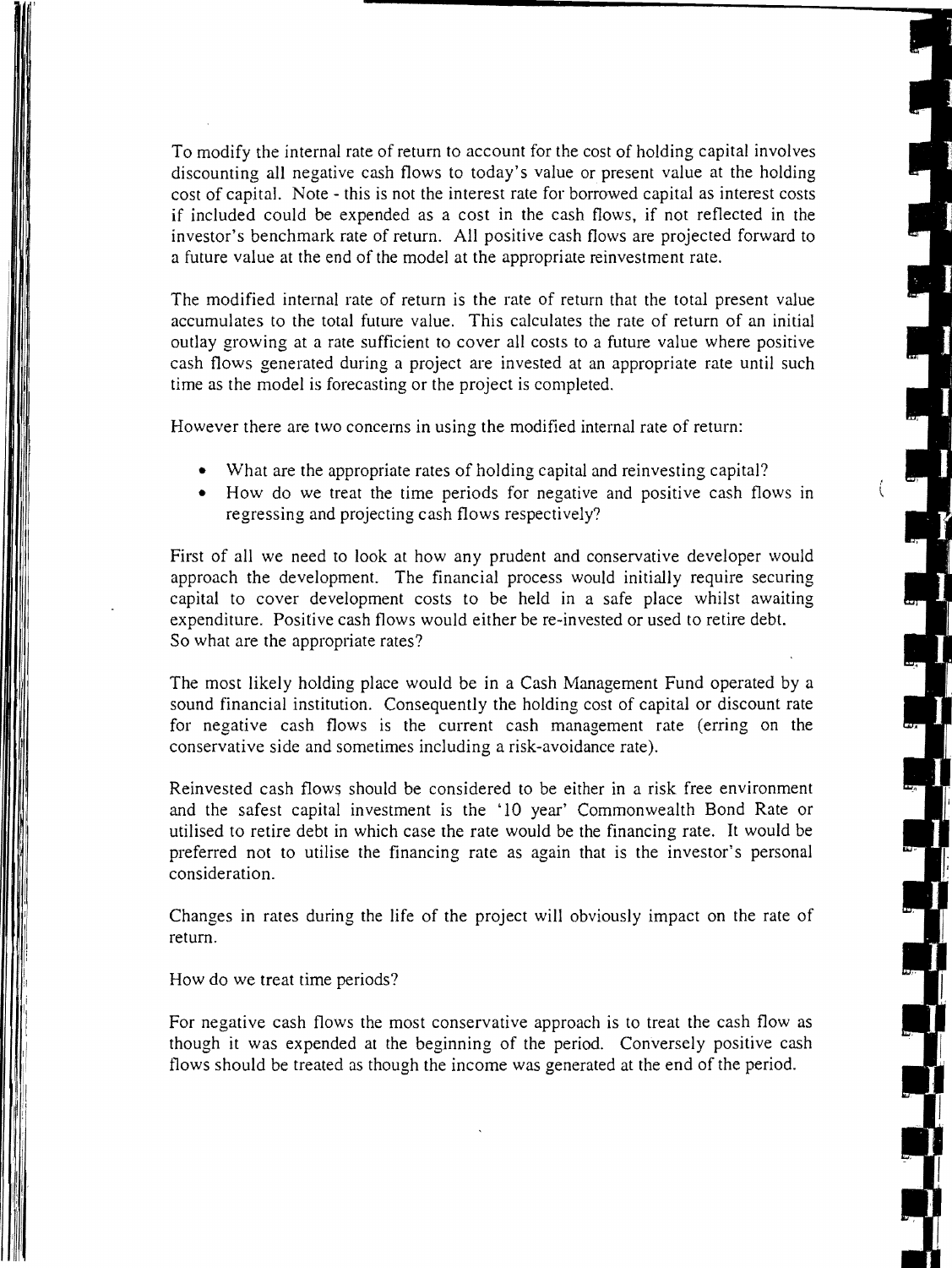To modify the internal rate of return to account for the cost of holding capital involves discounting all negative cash flows to today's value or present value at the holding cost of capital. Note - this is not the interest rate for borrowed capital as interest costs if included could be expended as a cost in the cash flows, if not reflected in the investor's benchmark rate of return. All positive cash flows are projected forward to a future value at the end of the model at the appropriate reinvestment rate.

The modified internal rate of return is the rate of return that the total present value accumulates to the total future value. This calculates the rate of return of an initial outlay growing at a rate sufficient to cover all costs to a future value where positive cash flows generated during a project are invested at an appropriate rate until such time as the model is forecasting or the project is completed.

However there are two concerns in using the modified internal rate of return:

- What are the appropriate rates of holding capital and reinvesting capital?
- How do we treat the time periods for negative and positive cash flows in regressing and projecting cash flows respectively?

First of all we need to look at how any prudent and conservative developer would approach the development. The financial process would initially require securing capital to cover development costs to be held in a safe place whilst awaiting expenditure. Positive cash flows would either be re-invested or used to retire debt. So what are the appropriate rates?

The most likely holding place would be in a Cash Management Fund operated by a sound financial institution. Consequently the holding cost of capital or discount rate for negative cash flows is the current cash management rate (erring on the conservative side and sometimes including a risk-avoidance rate).

Reinvested cash flows should be considered to be either in a risk free environment and the safest capital investment is the '10 year' Commonwealth Bond Rate or utilised to retire debt in which case the rate would be the financing rate. It would be preferred not to utilise the financing rate as again that is the investor's personal consideration.

Changes in rates during the life of the project will obviously impact on the rate of return.

How do we treat time periods?

For negative cash flows the most conservative approach is to treat the cash flow as though it was expended at the beginning of the period. Conversely positive cash flows should be treated as though the income was generated at the end of the period.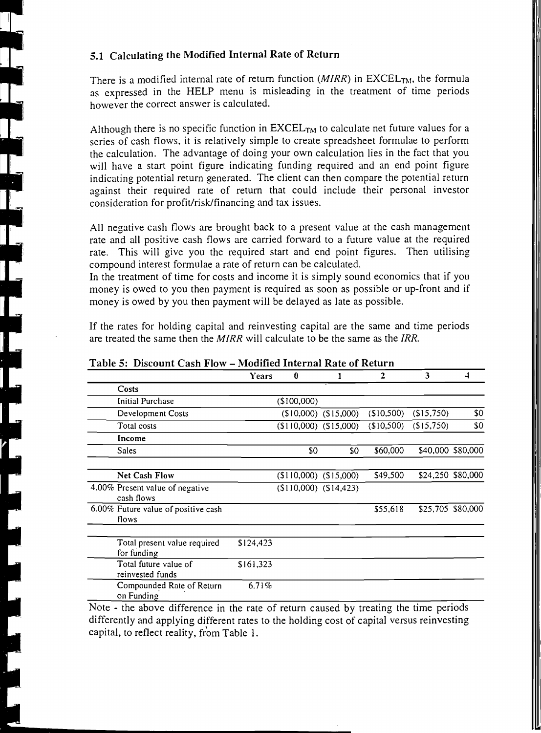### 5.1 Calculating the Modified Internal Rate of Return

There is a modified internal rate of return function (*MIRR*) in $EXCEL_{TM}$, the formula as expressed in the HELP menu is misleading in the treatment of time periods however the correct answer is calculated.

Although there is no specific function in $EXCEL_{TM}$ to calculate net future values for a series of cash flows, it is relatively simple to create spreadsheet formulae to perform the calculation. The advantage of doing your own calculation lies in the fact that you will have a start point figure indicating funding required and an end point figure indicating potential return generated. The client can then compare the potential return against their required rate of return that could include their personal investor consideration for profit/risk/financing and tax issues.

All negative cash flows are brought back to a present value at the cash management rate and all positive cash flows are carried forward to a future value at the required rate. This will give you the required start and end point figures. Then utilising compound interest formulae a rate of return can be calculated.
In the treatment of time for costs and income it is simply sound economics that if you money is owed to you then payment is required as soon as possible or up-front and if money is owed by you then payment will be delayed as late as possible.

If the rates for holding capital and reinvesting capital are the same and time periods are treated the same then the *MIRR* will calculate to be the same as the *IRR*.

**Table 5: Discount Cash Flow – Modified Internal Rate of Return**

| | | Years | 0 | 1 | 2 | 3 | 4 |
|---|---|---|---|---|---|---|---|
| | **Costs** | | | | | | |
| | Initial Purchase | | ($100,000) | | | | |
| | Development Costs | | ($10,000) | ($15,000) | ($10,500) | ($15,750) | $0 |
| | Total costs | | ($110,000) | ($15,000) | ($10,500) | ($15,750) | $0 |
| | **Income** | | | | | | |
| | Sales | | $0 | $0 | $60,000 | $40,000 | $80,000 |
| | **Net Cash Flow** | | ($110,000) | ($15,000) | $49,500 | $24,250 | $80,000 |
| 4.00% | Present value of negative cash flows | | ($110,000) | ($14,423) | | | |
| 6.00% | Future value of positive cash flows | | | | $55,618 | $25,705 | $80,000 |
| | Total present value required for funding | $124,423 | | | | | |
| | Total future value of reinvested funds | $161,323 | | | | | |
| | Compounded Rate of Return on Funding | 6.71% | | | | | |

Note - the above difference in the rate of return caused by treating the time periods differently and applying different rates to the holding cost of capital versus reinvesting capital, to reflect reality, from Table 1.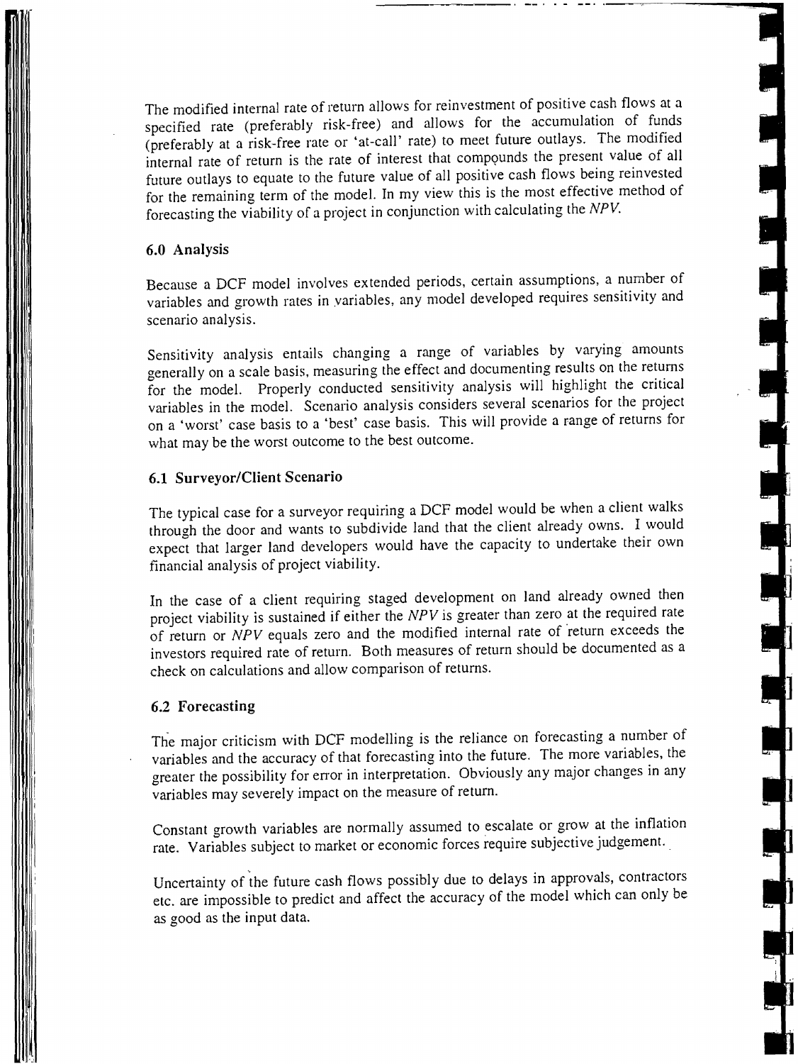The modified internal rate of return allows for reinvestment of positive cash flows at a specified rate (preferably risk-free) and allows for the accumulation of funds (preferably at a risk-free rate or 'at-call' rate) to meet future outlays. The modified internal rate of return is the rate of interest that compounds the present value of all future outlays to equate to the future value of all positive cash flows being reinvested for the remaining term of the model. In my view this is the most effective method of forecasting the viability of a project in conjunction with calculating the *NPV*.

## 6.0 Analysis

Because a DCF model involves extended periods, certain assumptions, a number of variables and growth rates in variables, any model developed requires sensitivity and scenario analysis.

Sensitivity analysis entails changing a range of variables by varying amounts generally on a scale basis, measuring the effect and documenting results on the returns for the model. Properly conducted sensitivity analysis will highlight the critical variables in the model. Scenario analysis considers several scenarios for the project on a 'worst' case basis to a 'best' case basis. This will provide a range of returns for what may be the worst outcome to the best outcome.

### 6.1 Surveyor/Client Scenario

The typical case for a surveyor requiring a DCF model would be when a client walks through the door and wants to subdivide land that the client already owns. I would expect that larger land developers would have the capacity to undertake their own financial analysis of project viability.

In the case of a client requiring staged development on land already owned then project viability is sustained if either the *NPV* is greater than zero at the required rate of return or *NPV* equals zero and the modified internal rate of return exceeds the investors required rate of return. Both measures of return should be documented as a check on calculations and allow comparison of returns.

### 6.2 Forecasting

The major criticism with DCF modelling is the reliance on forecasting a number of variables and the accuracy of that forecasting into the future. The more variables, the greater the possibility for error in interpretation. Obviously any major changes in any variables may severely impact on the measure of return.

Constant growth variables are normally assumed to escalate or grow at the inflation rate. Variables subject to market or economic forces require subjective judgement.

Uncertainty of the future cash flows possibly due to delays in approvals, contractors etc. are impossible to predict and affect the accuracy of the model which can only be as good as the input data.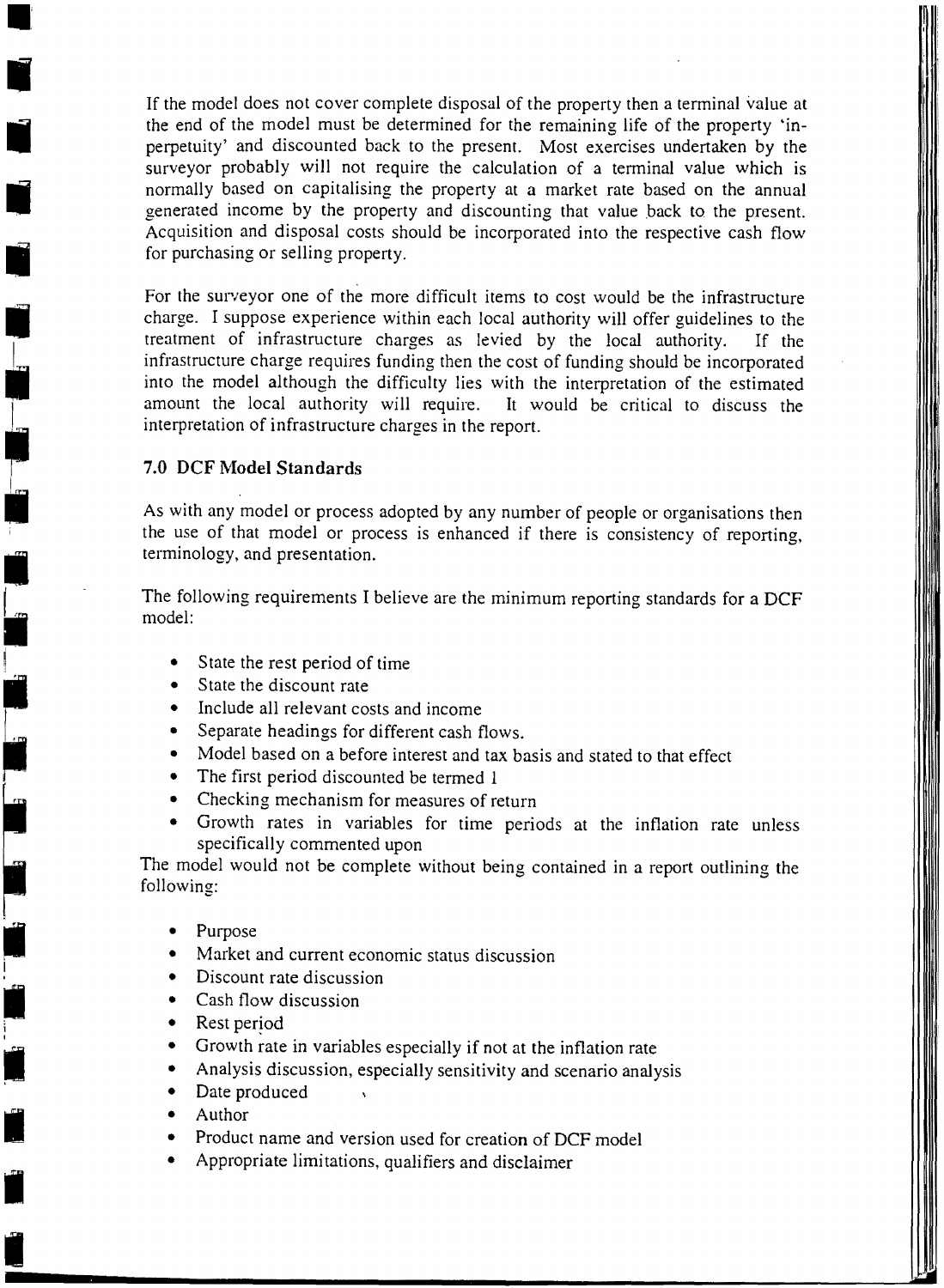If the model does not cover complete disposal of the property then a terminal value at the end of the model must be determined for the remaining life of the property 'in-perpetuity' and discounted back to the present. Most exercises undertaken by the surveyor probably will not require the calculation of a terminal value which is normally based on capitalising the property at a market rate based on the annual generated income by the property and discounting that value back to the present. Acquisition and disposal costs should be incorporated into the respective cash flow for purchasing or selling property.

For the surveyor one of the more difficult items to cost would be the infrastructure charge. I suppose experience within each local authority will offer guidelines to the treatment of infrastructure charges as levied by the local authority. If the infrastructure charge requires funding then the cost of funding should be incorporated into the model although the difficulty lies with the interpretation of the estimated amount the local authority will require. It would be critical to discuss the interpretation of infrastructure charges in the report.

## 7.0 DCF Model Standards

As with any model or process adopted by any number of people or organisations then the use of that model or process is enhanced if there is consistency of reporting, terminology, and presentation.

The following requirements I believe are the minimum reporting standards for a DCF model:

- State the rest period of time
- State the discount rate
- Include all relevant costs and income
- Separate headings for different cash flows.
- Model based on a before interest and tax basis and stated to that effect
- The first period discounted be termed 1
- Checking mechanism for measures of return
- Growth rates in variables for time periods at the inflation rate unless specifically commented upon

The model would not be complete without being contained in a report outlining the following:

- Purpose
- Market and current economic status discussion
- Discount rate discussion
- Cash flow discussion
- Rest period
- Growth rate in variables especially if not at the inflation rate
- Analysis discussion, especially sensitivity and scenario analysis
- Date produced
- Author
- Product name and version used for creation of DCF model
- Appropriate limitations, qualifiers and disclaimer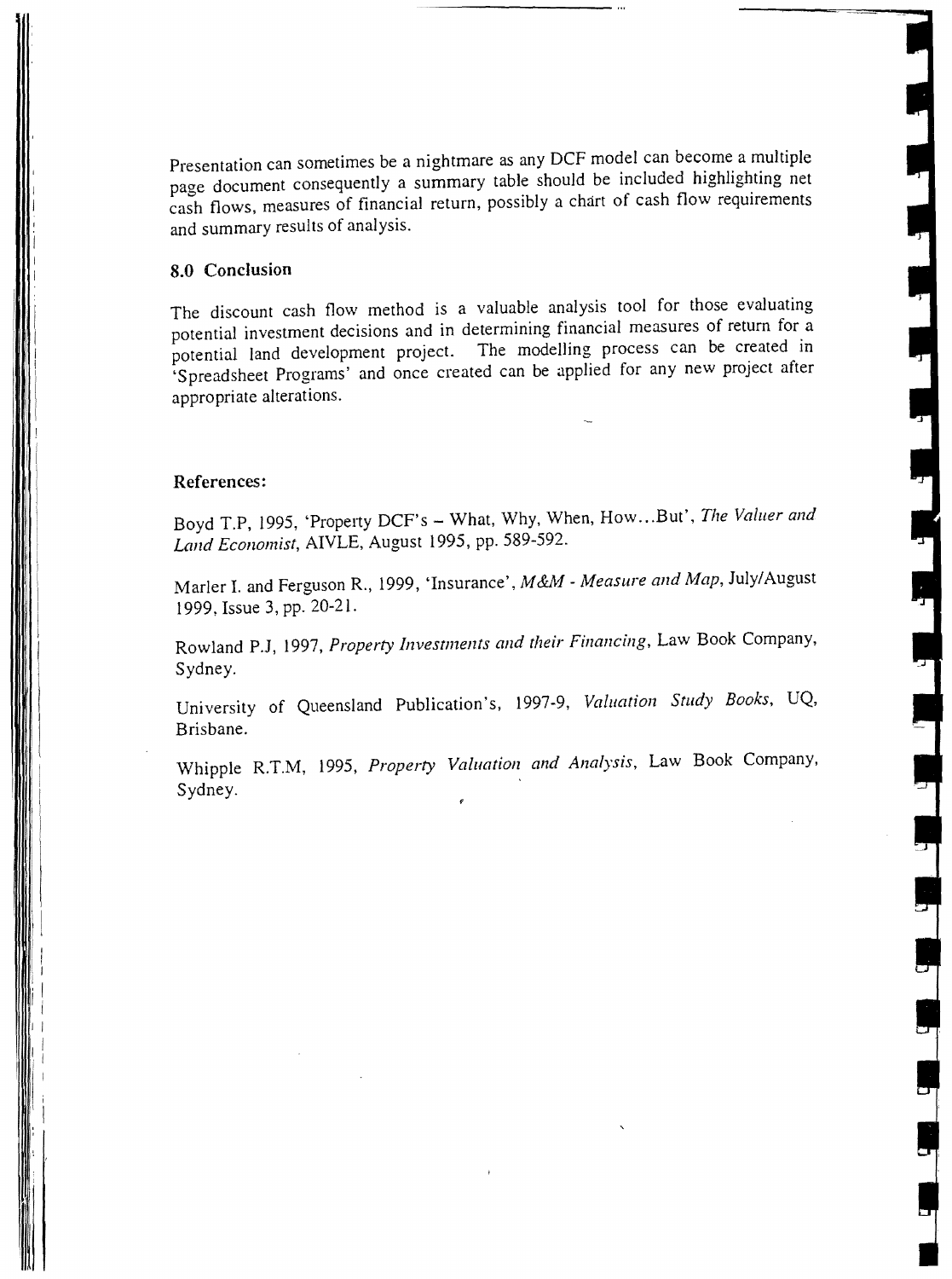Presentation can sometimes be a nightmare as any DCF model can become a multiple page document consequently a summary table should be included highlighting net cash flows, measures of financial return, possibly a chart of cash flow requirements and summary results of analysis.

## 8.0 Conclusion

The discount cash flow method is a valuable analysis tool for those evaluating potential investment decisions and in determining financial measures of return for a potential land development project. The modelling process can be created in 'Spreadsheet Programs' and once created can be applied for any new project after appropriate alterations.

### References:

Boyd T.P, 1995, 'Property DCF's – What, Why, When, How…But', *The Valuer and Land Economist*, AIVLE, August 1995, pp. 589-592.

Marler I. and Ferguson R., 1999, 'Insurance', *M&M - Measure and Map*, July/August 1999, Issue 3, pp. 20-21.

Rowland P.J, 1997, *Property Investments and their Financing*, Law Book Company, Sydney.

University of Queensland Publication's, 1997-9, *Valuation Study Books*, UQ, Brisbane.

Whipple R.T.M, 1995, *Property Valuation and Analysis*, Law Book Company, Sydney.